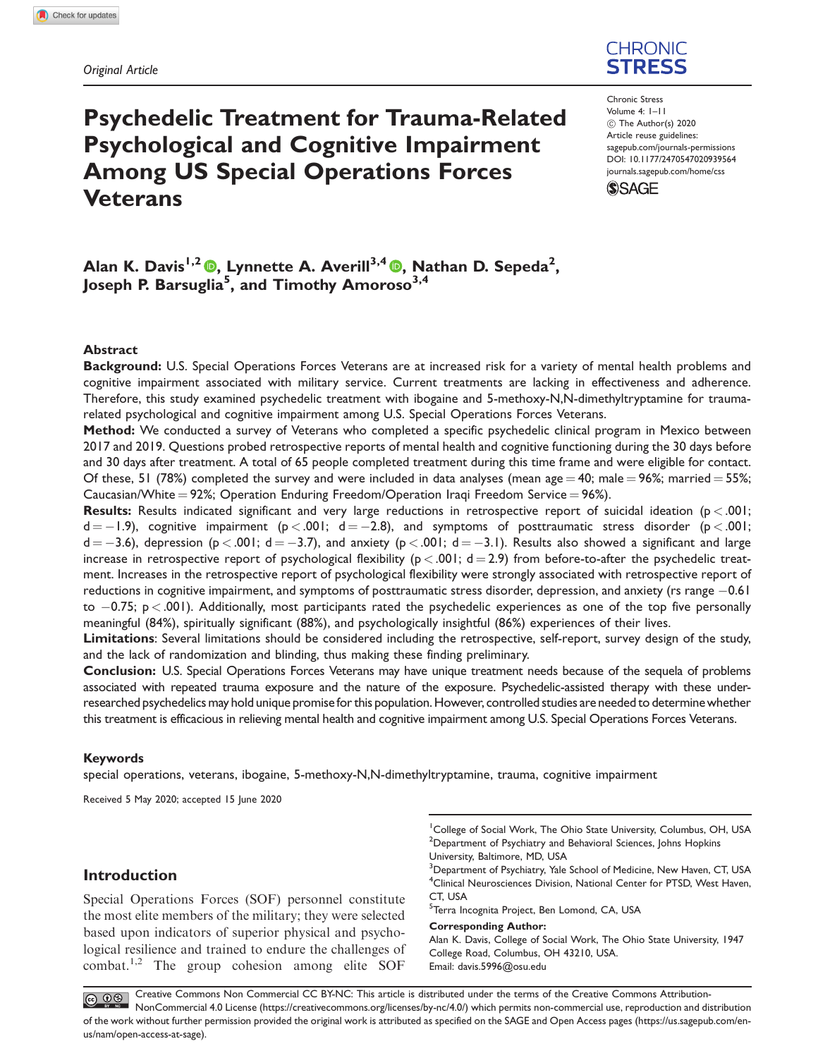Original Article

# Psychedelic Treatment for Trauma-Related Psychological and Cognitive Impairment Among US Special Operations Forces Veterans

Alan K. Davis[1,2], Lynnette A. Averill[3,4], Nathan D. Sepeda[2], Joseph P. Barsuglia[5], and Timothy Amoroso[3,4]

## Abstract

**Background:** U.S. Special Operations Forces Veterans are at increased risk for a variety of mental health problems and cognitive impairment associated with military service. Current treatments are lacking in effectiveness and adherence. Therefore, this study examined psychedelic treatment with ibogaine and 5-methoxy-N,N-dimethyltryptamine for trauma-related psychological and cognitive impairment among U.S. Special Operations Forces Veterans.

**Method:** We conducted a survey of Veterans who completed a specific psychedelic clinical program in Mexico between 2017 and 2019. Questions probed retrospective reports of mental health and cognitive functioning during the 30 days before and 30 days after treatment. A total of 65 people completed treatment during this time frame and were eligible for contact. Of these, 51 (78%) completed the survey and were included in data analyses (mean age = 40; male = 96%; married = 55%; Caucasian/White = 92%; Operation Enduring Freedom/Operation Iraqi Freedom Service = 96%).

**Results:** Results indicated significant and very large reductions in retrospective report of suicidal ideation ($p < .001$; $d = -1.9$), cognitive impairment ($p < .001$; $d = -2.8$), and symptoms of posttraumatic stress disorder ($p < .001$; $d = -3.6$), depression ($p < .001$; $d = -3.7$), and anxiety ($p < .001$; $d = -3.1$). Results also showed a significant and large increase in retrospective report of psychological flexibility ($p < .001$; $d = 2.9$) from before-to-after the psychedelic treatment. Increases in the retrospective report of psychological flexibility were strongly associated with retrospective report of reductions in cognitive impairment, and symptoms of posttraumatic stress disorder, depression, and anxiety (rs range $-0.61$ to $-0.75$; $p < .001$). Additionally, most participants rated the psychedelic experiences as one of the top five personally meaningful (84%), spiritually significant (88%), and psychologically insightful (86%) experiences of their lives.

**Limitations**: Several limitations should be considered including the retrospective, self-report, survey design of the study, and the lack of randomization and blinding, thus making these finding preliminary.

**Conclusion:** U.S. Special Operations Forces Veterans may have unique treatment needs because of the sequela of problems associated with repeated trauma exposure and the nature of the exposure. Psychedelic-assisted therapy with these under-researched psychedelics may hold unique promise for this population. However, controlled studies are needed to determine whether this treatment is efficacious in relieving mental health and cognitive impairment among U.S. Special Operations Forces Veterans.

### Keywords

special operations, veterans, ibogaine, 5-methoxy-N,N-dimethyltryptamine, trauma, cognitive impairment

Received 5 May 2020; accepted 15 June 2020

## Introduction

Special Operations Forces (SOF) personnel constitute the most elite members of the military; they were selected based upon indicators of superior physical and psychological resilience and trained to endure the challenges of combat.[1,2] The group cohesion among elite SOF

[1]College of Social Work, The Ohio State University, Columbus, OH, USA
[2]Department of Psychiatry and Behavioral Sciences, Johns Hopkins University, Baltimore, MD, USA
[3]Department of Psychiatry, Yale School of Medicine, New Haven, CT, USA
[4]Clinical Neurosciences Division, National Center for PTSD, West Haven, CT, USA
[5]Terra Incognita Project, Ben Lomond, CA, USA

**Corresponding Author:**
Alan K. Davis, College of Social Work, The Ohio State University, 1947 College Road, Columbus, OH 43210, USA.
Email: davis.5996@osu.edu

Creative Commons Non Commercial CC BY-NC: This article is distributed under the terms of the Creative Commons Attribution-NonCommercial 4.0 License (https://creativecommons.org/licenses/by-nc/4.0/) which permits non-commercial use, reproduction and distribution of the work without further permission provided the original work is attributed as specified on the SAGE and Open Access pages (https://us.sagepub.com/en-us/nam/open-access-at-sage).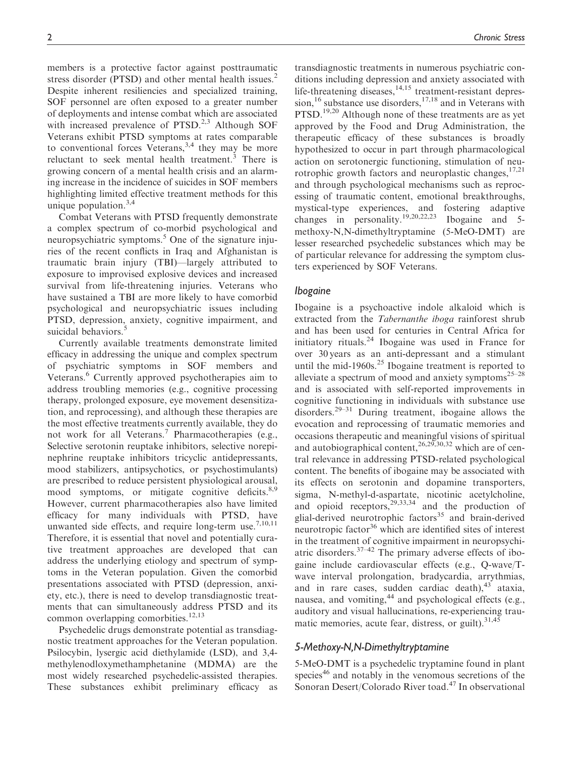members is a protective factor against posttraumatic stress disorder (PTSD) and other mental health issues.[2] Despite inherent resiliencies and specialized training, SOF personnel are often exposed to a greater number of deployments and intense combat which are associated with increased prevalence of PTSD.[2,3] Although SOF Veterans exhibit PTSD symptoms at rates comparable to conventional forces Veterans,[3,4] they may be more reluctant to seek mental health treatment.[3] There is growing concern of a mental health crisis and an alarming increase in the incidence of suicides in SOF members highlighting limited effective treatment methods for this unique population.[3,4]

Combat Veterans with PTSD frequently demonstrate a complex spectrum of co-morbid psychological and neuropsychiatric symptoms.[5] One of the signature injuries of the recent conflicts in Iraq and Afghanistan is traumatic brain injury (TBI)—largely attributed to exposure to improvised explosive devices and increased survival from life-threatening injuries. Veterans who have sustained a TBI are more likely to have comorbid psychological and neuropsychiatric issues including PTSD, depression, anxiety, cognitive impairment, and suicidal behaviors.[5]

Currently available treatments demonstrate limited efficacy in addressing the unique and complex spectrum of psychiatric symptoms in SOF members and Veterans.[6] Currently approved psychotherapies aim to address troubling memories (e.g., cognitive processing therapy, prolonged exposure, eye movement desensitization, and reprocessing), and although these therapies are the most effective treatments currently available, they do not work for all Veterans.[7] Pharmacotherapies (e.g., Selective serotonin reuptake inhibitors, selective norepinephrine reuptake inhibitors tricyclic antidepressants, mood stabilizers, antipsychotics, or psychostimulants) are prescribed to reduce persistent physiological arousal, mood symptoms, or mitigate cognitive deficits.[8,9] However, current pharmacotherapies also have limited efficacy for many individuals with PTSD, have unwanted side effects, and require long-term use.[7,10,11] Therefore, it is essential that novel and potentially curative treatment approaches are developed that can address the underlying etiology and spectrum of symptoms in the Veteran population. Given the comorbid presentations associated with PTSD (depression, anxiety, etc.), there is need to develop transdiagnostic treatments that can simultaneously address PTSD and its common overlapping comorbities.[12,13]

Psychedelic drugs demonstrate potential as transdiagnostic treatment approaches for the Veteran population. Psilocybin, lysergic acid diethylamide (LSD), and 3,4-methylenodloxymethamphetanine (MDMA) are the most widely researched psychedelic-assisted therapies. These substances exhibit preliminary efficacy as transdiagnostic treatments in numerous psychiatric conditions including depression and anxiety associated with life-threatening diseases,[14,15] treatment-resistant depression,[16] substance use disorders,[17,18] and in Veterans with PTSD.[19,20] Although none of these treatments are as yet approved by the Food and Drug Administration, the therapeutic efficacy of these substances is broadly hypothesized to occur in part through pharmacological action on serotonergic functioning, stimulation of neurotrophic growth factors and neuroplastic changes,[17,21] and through psychological mechanisms such as reprocessing of traumatic content, emotional breakthroughs, mystical-type experiences, and fostering adaptive changes in personality.[19,20,22,23] Ibogaine and 5-methoxy-N,N-dimethyltryptamine (5-MeO-DMT) are lesser researched psychedelic substances which may be of particular relevance for addressing the symptom clusters experienced by SOF Veterans.

### *Ibogaine*

Ibogaine is a psychoactive indole alkaloid which is extracted from the *Tabernanthe iboga* rainforest shrub and has been used for centuries in Central Africa for initiatory rituals.[24] Ibogaine was used in France for over 30 years as an anti-depressant and a stimulant until the mid-1960s.[25] Ibogaine treatment is reported to alleviate a spectrum of mood and anxiety symptoms[25–28] and is associated with self-reported improvements in cognitive functioning in individuals with substance use disorders.[29–31] During treatment, ibogaine allows the evocation and reprocessing of traumatic memories and occasions therapeutic and meaningful visions of spiritual and autobiographical content,[26,29,30,32] which are of central relevance in addressing PTSD-related psychological content. The benefits of ibogaine may be associated with its effects on serotonin and dopamine transporters, sigma, N-methyl-d-aspartate, nicotinic acetylcholine, and opioid receptors,[29,33,34] and the production of glial-derived neurotrophic factors[35] and brain-derived neurotropic factor[36] which are identified sites of interest in the treatment of cognitive impairment in neuropsychiatric disorders.[37–42] The primary adverse effects of ibogaine include cardiovascular effects (e.g., Q-wave/T-wave interval prolongation, bradycardia, arrythmias, and in rare cases, sudden cardiac death),[43] ataxia, nausea, and vomiting,[44] and psychological effects (e.g., auditory and visual hallucinations, re-experiencing traumatic memories, acute fear, distress, or guilt).[31,45]

### *5-Methoxy-N,N-Dimethyltryptamine*

5-MeO-DMT is a psychedelic tryptamine found in plant species[46] and notably in the venomous secretions of the Sonoran Desert/Colorado River toad.[47] In observational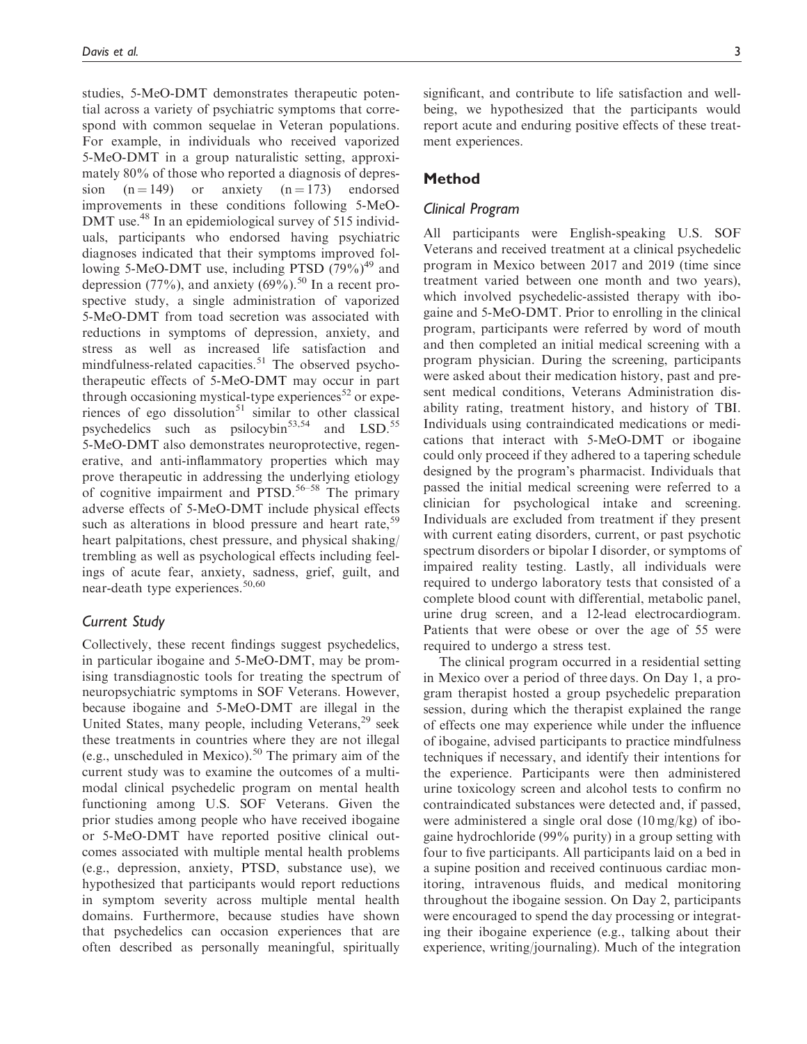studies, 5-MeO-DMT demonstrates therapeutic potential across a variety of psychiatric symptoms that correspond with common sequelae in Veteran populations. For example, in individuals who received vaporized 5-MeO-DMT in a group naturalistic setting, approximately 80% of those who reported a diagnosis of depression (n = 149) or anxiety (n = 173) endorsed improvements in these conditions following 5-MeO-DMT use.[48] In an epidemiological survey of 515 individuals, participants who endorsed having psychiatric diagnoses indicated that their symptoms improved following 5-MeO-DMT use, including PTSD (79%)[49] and depression (77%), and anxiety (69%).[50] In a recent prospective study, a single administration of vaporized 5-MeO-DMT from toad secretion was associated with reductions in symptoms of depression, anxiety, and stress as well as increased life satisfaction and mindfulness-related capacities.[51] The observed psychotherapeutic effects of 5-MeO-DMT may occur in part through occasioning mystical-type experiences[52] or experiences of ego dissolution[51] similar to other classical psychedelics such as psilocybin[53,54] and LSD.[55] 5-MeO-DMT also demonstrates neuroprotective, regenerative, and anti-inflammatory properties which may prove therapeutic in addressing the underlying etiology of cognitive impairment and PTSD.[56–58] The primary adverse effects of 5-MeO-DMT include physical effects such as alterations in blood pressure and heart rate,[59] heart palpitations, chest pressure, and physical shaking/trembling as well as psychological effects including feelings of acute fear, anxiety, sadness, grief, guilt, and near-death type experiences.[50,60]

### Current Study

Collectively, these recent findings suggest psychedelics, in particular ibogaine and 5-MeO-DMT, may be promising transdiagnostic tools for treating the spectrum of neuropsychiatric symptoms in SOF Veterans. However, because ibogaine and 5-MeO-DMT are illegal in the United States, many people, including Veterans,[29] seek these treatments in countries where they are not illegal (e.g., unscheduled in Mexico).[50] The primary aim of the current study was to examine the outcomes of a multimodal clinical psychedelic program on mental health functioning among U.S. SOF Veterans. Given the prior studies among people who have received ibogaine or 5-MeO-DMT have reported positive clinical outcomes associated with multiple mental health problems (e.g., depression, anxiety, PTSD, substance use), we hypothesized that participants would report reductions in symptom severity across multiple mental health domains. Furthermore, because studies have shown that psychedelics can occasion experiences that are often described as personally meaningful, spiritually significant, and contribute to life satisfaction and well-being, we hypothesized that the participants would report acute and enduring positive effects of these treatment experiences.

## Method

### Clinical Program

All participants were English-speaking U.S. SOF Veterans and received treatment at a clinical psychedelic program in Mexico between 2017 and 2019 (time since treatment varied between one month and two years), which involved psychedelic-assisted therapy with ibogaine and 5-MeO-DMT. Prior to enrolling in the clinical program, participants were referred by word of mouth and then completed an initial medical screening with a program physician. During the screening, participants were asked about their medication history, past and present medical conditions, Veterans Administration disability rating, treatment history, and history of TBI. Individuals using contraindicated medications or medications that interact with 5-MeO-DMT or ibogaine could only proceed if they adhered to a tapering schedule designed by the program's pharmacist. Individuals that passed the initial medical screening were referred to a clinician for psychological intake and screening. Individuals are excluded from treatment if they present with current eating disorders, current, or past psychotic spectrum disorders or bipolar I disorder, or symptoms of impaired reality testing. Lastly, all individuals were required to undergo laboratory tests that consisted of a complete blood count with differential, metabolic panel, urine drug screen, and a 12-lead electrocardiogram. Patients that were obese or over the age of 55 were required to undergo a stress test.

The clinical program occurred in a residential setting in Mexico over a period of three days. On Day 1, a program therapist hosted a group psychedelic preparation session, during which the therapist explained the range of effects one may experience while under the influence of ibogaine, advised participants to practice mindfulness techniques if necessary, and identify their intentions for the experience. Participants were then administered urine toxicology screen and alcohol tests to confirm no contraindicated substances were detected and, if passed, were administered a single oral dose (10 mg/kg) of ibogaine hydrochloride (99% purity) in a group setting with four to five participants. All participants laid on a bed in a supine position and received continuous cardiac monitoring, intravenous fluids, and medical monitoring throughout the ibogaine session. On Day 2, participants were encouraged to spend the day processing or integrating their ibogaine experience (e.g., talking about their experience, writing/journaling). Much of the integration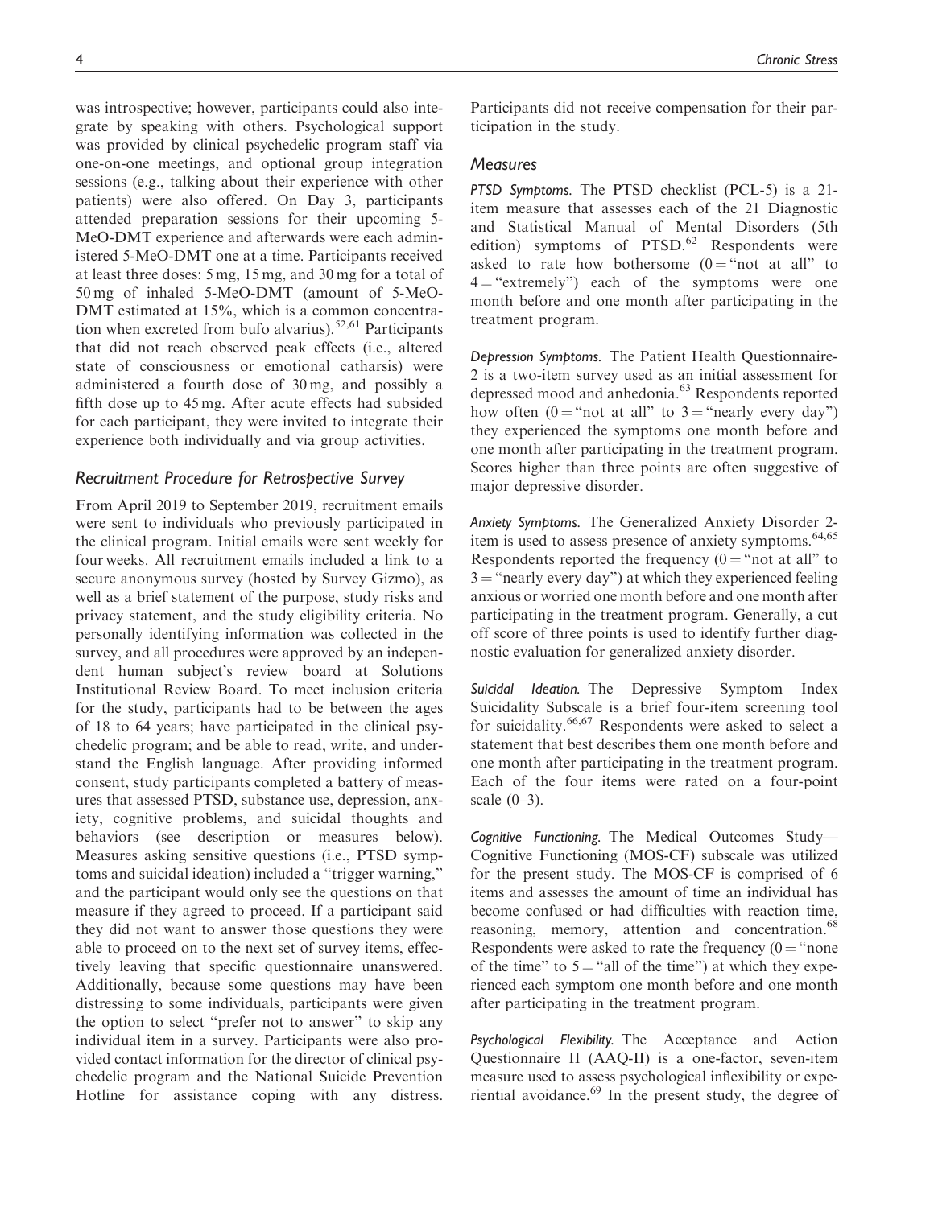was introspective; however, participants could also integrate by speaking with others. Psychological support was provided by clinical psychedelic program staff via one-on-one meetings, and optional group integration sessions (e.g., talking about their experience with other patients) were also offered. On Day 3, participants attended preparation sessions for their upcoming 5-MeO-DMT experience and afterwards were each administered 5-MeO-DMT one at a time. Participants received at least three doses: 5 mg, 15 mg, and 30 mg for a total of 50 mg of inhaled 5-MeO-DMT (amount of 5-MeO-DMT estimated at 15%, which is a common concentration when excreted from bufo alvarius).[52,61] Participants that did not reach observed peak effects (i.e., altered state of consciousness or emotional catharsis) were administered a fourth dose of 30 mg, and possibly a fifth dose up to 45 mg. After acute effects had subsided for each participant, they were invited to integrate their experience both individually and via group activities.

### Recruitment Procedure for Retrospective Survey

From April 2019 to September 2019, recruitment emails were sent to individuals who previously participated in the clinical program. Initial emails were sent weekly for four weeks. All recruitment emails included a link to a secure anonymous survey (hosted by Survey Gizmo), as well as a brief statement of the purpose, study risks and privacy statement, and the study eligibility criteria. No personally identifying information was collected in the survey, and all procedures were approved by an independent human subject's review board at Solutions Institutional Review Board. To meet inclusion criteria for the study, participants had to be between the ages of 18 to 64 years; have participated in the clinical psychedelic program; and be able to read, write, and understand the English language. After providing informed consent, study participants completed a battery of measures that assessed PTSD, substance use, depression, anxiety, cognitive problems, and suicidal thoughts and behaviors (see description or measures below). Measures asking sensitive questions (i.e., PTSD symptoms and suicidal ideation) included a "trigger warning," and the participant would only see the questions on that measure if they agreed to proceed. If a participant said they did not want to answer those questions they were able to proceed on to the next set of survey items, effectively leaving that specific questionnaire unanswered. Additionally, because some questions may have been distressing to some individuals, participants were given the option to select "prefer not to answer" to skip any individual item in a survey. Participants were also provided contact information for the director of clinical psychedelic program and the National Suicide Prevention Hotline for assistance coping with any distress. Participants did not receive compensation for their participation in the study.

### Measures

*PTSD Symptoms.* The PTSD checklist (PCL-5) is a 21-item measure that assesses each of the 21 Diagnostic and Statistical Manual of Mental Disorders (5th edition) symptoms of PTSD.[62] Respondents were asked to rate how bothersome (0 = "not at all" to 4 = "extremely") each of the symptoms were one month before and one month after participating in the treatment program.

*Depression Symptoms.* The Patient Health Questionnaire-2 is a two-item survey used as an initial assessment for depressed mood and anhedonia.[63] Respondents reported how often (0 = "not at all" to 3 = "nearly every day") they experienced the symptoms one month before and one month after participating in the treatment program. Scores higher than three points are often suggestive of major depressive disorder.

*Anxiety Symptoms.* The Generalized Anxiety Disorder 2-item is used to assess presence of anxiety symptoms.[64,65] Respondents reported the frequency (0 = "not at all" to 3 = "nearly every day") at which they experienced feeling anxious or worried one month before and one month after participating in the treatment program. Generally, a cut off score of three points is used to identify further diagnostic evaluation for generalized anxiety disorder.

*Suicidal Ideation.* The Depressive Symptom Index Suicidality Subscale is a brief four-item screening tool for suicidality.[66,67] Respondents were asked to select a statement that best describes them one month before and one month after participating in the treatment program. Each of the four items were rated on a four-point scale (0–3).

*Cognitive Functioning.* The Medical Outcomes Study—Cognitive Functioning (MOS-CF) subscale was utilized for the present study. The MOS-CF is comprised of 6 items and assesses the amount of time an individual has become confused or had difficulties with reaction time, reasoning, memory, attention and concentration.[68] Respondents were asked to rate the frequency (0 = "none of the time" to 5 = "all of the time") at which they experienced each symptom one month before and one month after participating in the treatment program.

*Psychological Flexibility.* The Acceptance and Action Questionnaire II (AAQ-II) is a one-factor, seven-item measure used to assess psychological inflexibility or experiential avoidance.[69] In the present study, the degree of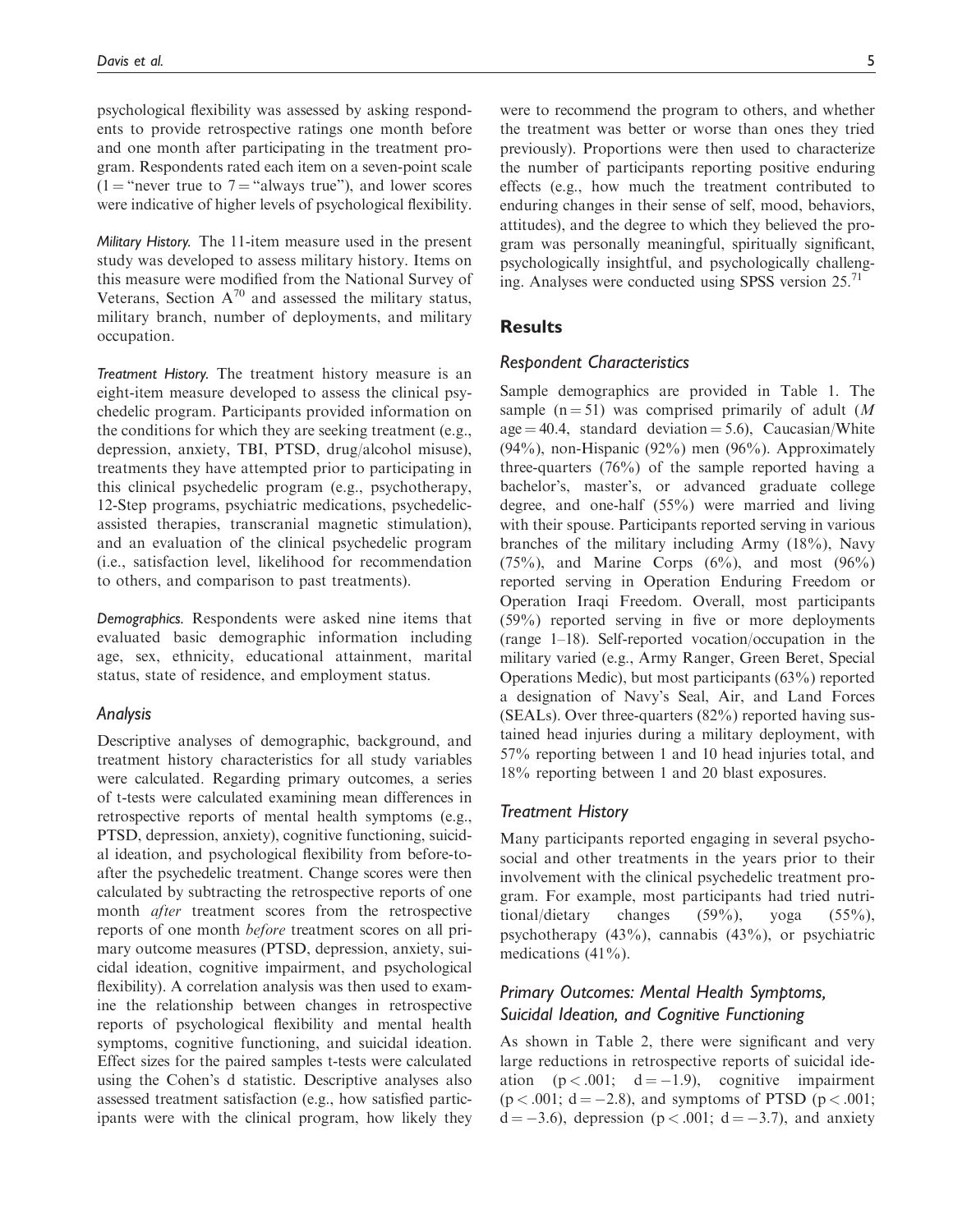psychological flexibility was assessed by asking respondents to provide retrospective ratings one month before and one month after participating in the treatment program. Respondents rated each item on a seven-point scale (1 = "never true to 7 = "always true"), and lower scores were indicative of higher levels of psychological flexibility.

*Military History.* The 11-item measure used in the present study was developed to assess military history. Items on this measure were modified from the National Survey of Veterans, Section A[70] and assessed the military status, military branch, number of deployments, and military occupation.

*Treatment History.* The treatment history measure is an eight-item measure developed to assess the clinical psychedelic program. Participants provided information on the conditions for which they are seeking treatment (e.g., depression, anxiety, TBI, PTSD, drug/alcohol misuse), treatments they have attempted prior to participating in this clinical psychedelic program (e.g., psychotherapy, 12-Step programs, psychiatric medications, psychedelic-assisted therapies, transcranial magnetic stimulation), and an evaluation of the clinical psychedelic program (i.e., satisfaction level, likelihood for recommendation to others, and comparison to past treatments).

*Demographics.* Respondents were asked nine items that evaluated basic demographic information including age, sex, ethnicity, educational attainment, marital status, state of residence, and employment status.

### Analysis

Descriptive analyses of demographic, background, and treatment history characteristics for all study variables were calculated. Regarding primary outcomes, a series of t-tests were calculated examining mean differences in retrospective reports of mental health symptoms (e.g., PTSD, depression, anxiety), cognitive functioning, suicidal ideation, and psychological flexibility from before-to-after the psychedelic treatment. Change scores were then calculated by subtracting the retrospective reports of one month *after* treatment scores from the retrospective reports of one month *before* treatment scores on all primary outcome measures (PTSD, depression, anxiety, suicidal ideation, cognitive impairment, and psychological flexibility). A correlation analysis was then used to examine the relationship between changes in retrospective reports of psychological flexibility and mental health symptoms, cognitive functioning, and suicidal ideation. Effect sizes for the paired samples t-tests were calculated using the Cohen's d statistic. Descriptive analyses also assessed treatment satisfaction (e.g., how satisfied participants were with the clinical program, how likely they were to recommend the program to others, and whether the treatment was better or worse than ones they tried previously). Proportions were then used to characterize the number of participants reporting positive enduring effects (e.g., how much the treatment contributed to enduring changes in their sense of self, mood, behaviors, attitudes), and the degree to which they believed the program was personally meaningful, spiritually significant, psychologically insightful, and psychologically challenging. Analyses were conducted using SPSS version 25.[71]

## Results

### Respondent Characteristics

Sample demographics are provided in Table 1. The sample ($n = 51$) was comprised primarily of adult ($M$ age = 40.4, standard deviation = 5.6), Caucasian/White (94%), non-Hispanic (92%) men (96%). Approximately three-quarters (76%) of the sample reported having a bachelor's, master's, or advanced graduate college degree, and one-half (55%) were married and living with their spouse. Participants reported serving in various branches of the military including Army (18%), Navy (75%), and Marine Corps (6%), and most (96%) reported serving in Operation Enduring Freedom or Operation Iraqi Freedom. Overall, most participants (59%) reported serving in five or more deployments (range 1–18). Self-reported vocation/occupation in the military varied (e.g., Army Ranger, Green Beret, Special Operations Medic), but most participants (63%) reported a designation of Navy's Seal, Air, and Land Forces (SEALs). Over three-quarters (82%) reported having sustained head injuries during a military deployment, with 57% reporting between 1 and 10 head injuries total, and 18% reporting between 1 and 20 blast exposures.

### Treatment History

Many participants reported engaging in several psychosocial and other treatments in the years prior to their involvement with the clinical psychedelic treatment program. For example, most participants had tried nutritional/dietary changes (59%), yoga (55%), psychotherapy (43%), cannabis (43%), or psychiatric medications (41%).

### Primary Outcomes: Mental Health Symptoms, Suicidal Ideation, and Cognitive Functioning

As shown in Table 2, there were significant and very large reductions in retrospective reports of suicidal ideation ($p < .001$; $d = -1.9$), cognitive impairment ($p < .001$; $d = -2.8$), and symptoms of PTSD ($p < .001$; $d = -3.6$), depression ($p < .001$; $d = -3.7$), and anxiety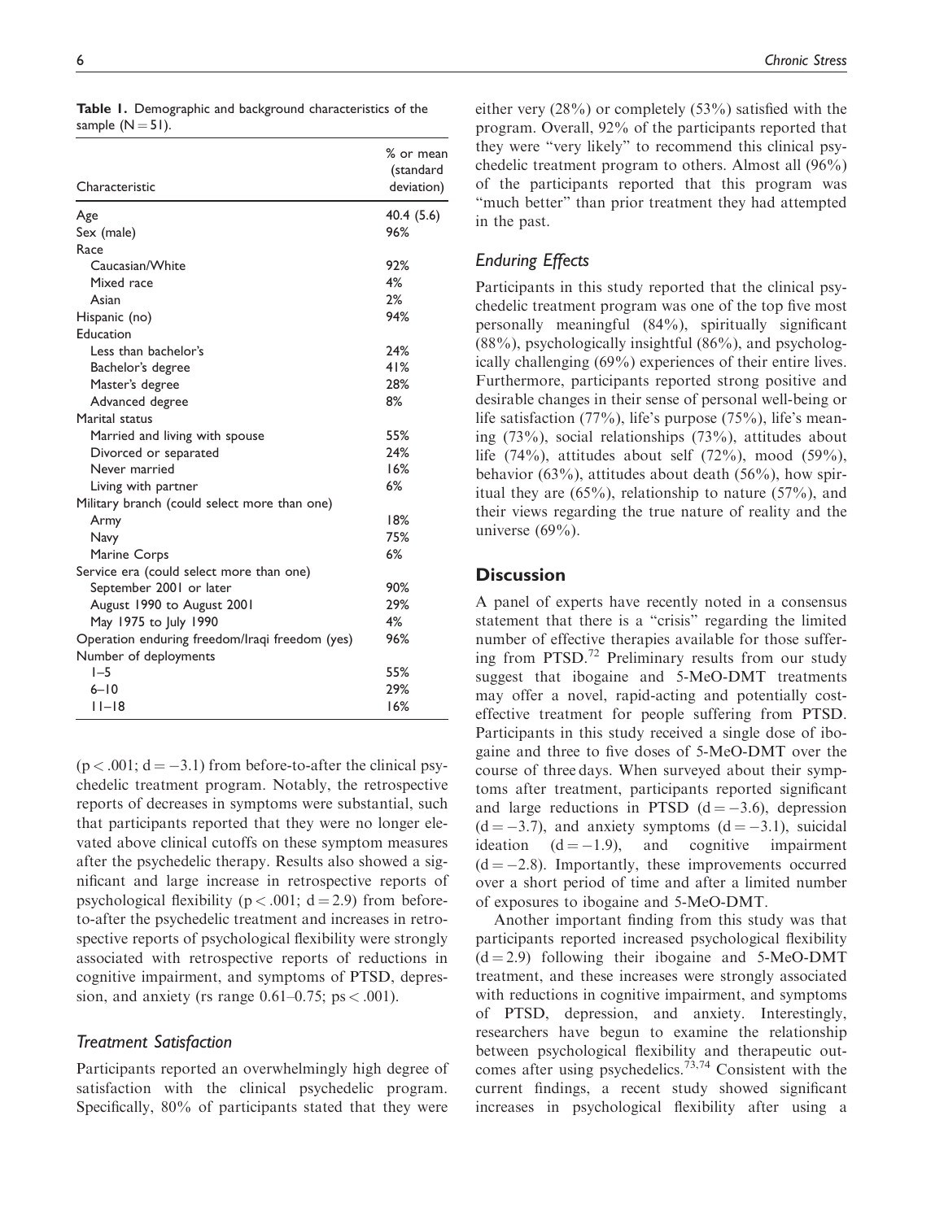**Table 1.** Demographic and background characteristics of the sample (N = 51).

| Characteristic | % or mean (standard deviation) |
|---|---|
| Age | 40.4 (5.6) |
| Sex (male) | 96% |
| Race | |
| Caucasian/White | 92% |
| Mixed race | 4% |
| Asian | 2% |
| Hispanic (no) | 94% |
| Education | |
| Less than bachelor's | 24% |
| Bachelor's degree | 41% |
| Master's degree | 28% |
| Advanced degree | 8% |
| Marital status | |
| Married and living with spouse | 55% |
| Divorced or separated | 24% |
| Never married | 16% |
| Living with partner | 6% |
| Military branch (could select more than one) | |
| Army | 18% |
| Navy | 75% |
| Marine Corps | 6% |
| Service era (could select more than one) | |
| September 2001 or later | 90% |
| August 1990 to August 2001 | 29% |
| May 1975 to July 1990 | 4% |
| Operation enduring freedom/Iraqi freedom (yes) | 96% |
| Number of deployments | |
| 1–5 | 55% |
| 6–10 | 29% |
| 11–18 | 16% |

($p < .001$; $d = -3.1$) from before-to-after the clinical psychedelic treatment program. Notably, the retrospective reports of decreases in symptoms were substantial, such that participants reported that they were no longer elevated above clinical cutoffs on these symptom measures after the psychedelic therapy. Results also showed a significant and large increase in retrospective reports of psychological flexibility ($p < .001$; $d = 2.9$) from before-to-after the psychedelic treatment and increases in retrospective reports of psychological flexibility were strongly associated with retrospective reports of reductions in cognitive impairment, and symptoms of PTSD, depression, and anxiety (rs range 0.61–0.75; ps $< .001$).

### *Treatment Satisfaction*

Participants reported an overwhelmingly high degree of satisfaction with the clinical psychedelic program. Specifically, 80% of participants stated that they were either very (28%) or completely (53%) satisfied with the program. Overall, 92% of the participants reported that they were "very likely" to recommend this clinical psychedelic treatment program to others. Almost all (96%) of the participants reported that this program was "much better" than prior treatment they had attempted in the past.

### *Enduring Effects*

Participants in this study reported that the clinical psychedelic treatment program was one of the top five most personally meaningful (84%), spiritually significant (88%), psychologically insightful (86%), and psychologically challenging (69%) experiences of their entire lives. Furthermore, participants reported strong positive and desirable changes in their sense of personal well-being or life satisfaction (77%), life's purpose (75%), life's meaning (73%), social relationships (73%), attitudes about life (74%), attitudes about self (72%), mood (59%), behavior (63%), attitudes about death (56%), how spiritual they are (65%), relationship to nature (57%), and their views regarding the true nature of reality and the universe (69%).

## Discussion

A panel of experts have recently noted in a consensus statement that there is a "crisis" regarding the limited number of effective therapies available for those suffering from PTSD.[72] Preliminary results from our study suggest that ibogaine and 5-MeO-DMT treatments may offer a novel, rapid-acting and potentially cost-effective treatment for people suffering from PTSD. Participants in this study received a single dose of ibogaine and three to five doses of 5-MeO-DMT over the course of three days. When surveyed about their symptoms after treatment, participants reported significant and large reductions in PTSD ($d = -3.6$), depression ($d = -3.7$), and anxiety symptoms ($d = -3.1$), suicidal ideation ($d = -1.9$), and cognitive impairment ($d = -2.8$). Importantly, these improvements occurred over a short period of time and after a limited number of exposures to ibogaine and 5-MeO-DMT.

Another important finding from this study was that participants reported increased psychological flexibility ($d = 2.9$) following their ibogaine and 5-MeO-DMT treatment, and these increases were strongly associated with reductions in cognitive impairment, and symptoms of PTSD, depression, and anxiety. Interestingly, researchers have begun to examine the relationship between psychological flexibility and therapeutic outcomes after using psychedelics.[73,74] Consistent with the current findings, a recent study showed significant increases in psychological flexibility after using a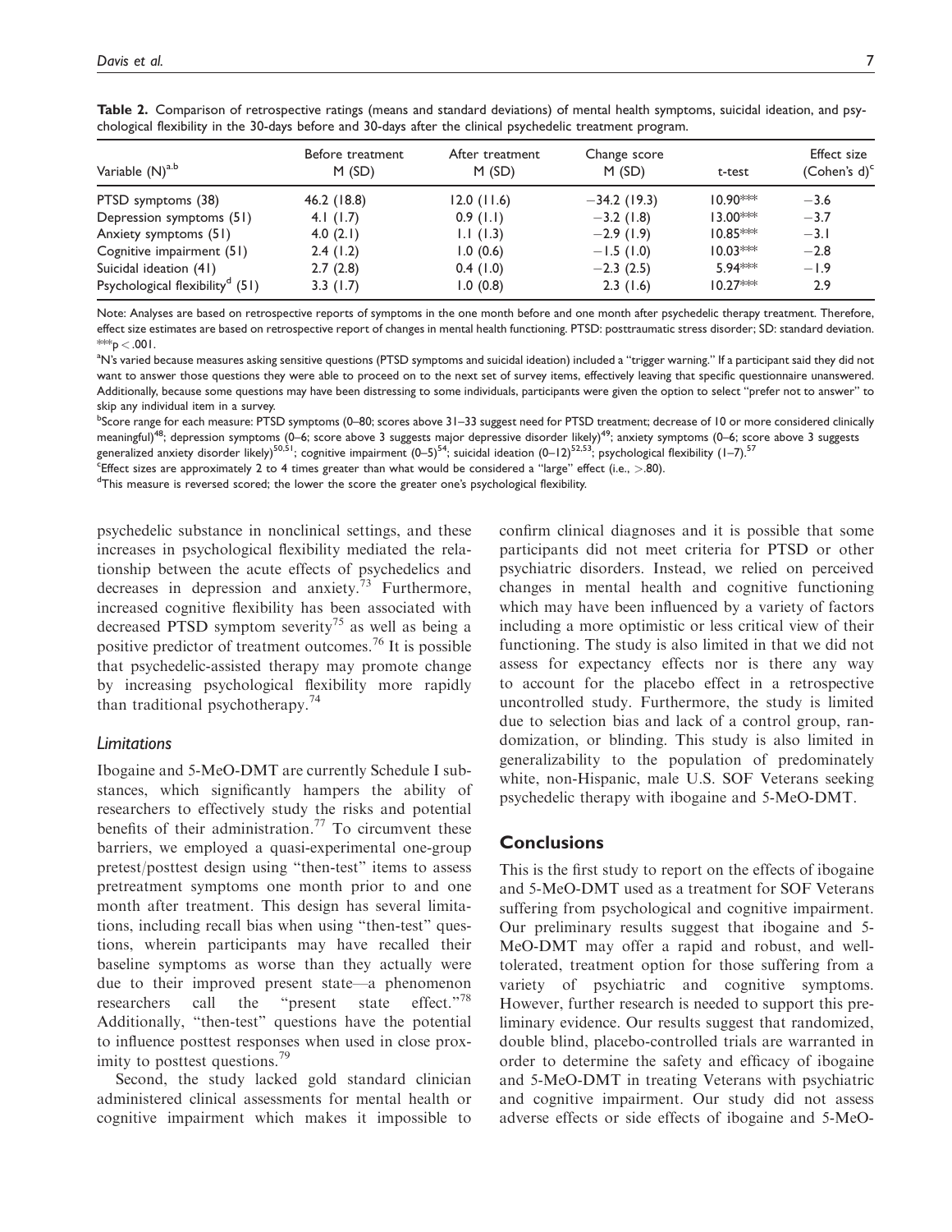**Table 2.** Comparison of retrospective ratings (means and standard deviations) of mental health symptoms, suicidal ideation, and psychological flexibility in the 30-days before and 30-days after the clinical psychedelic treatment program.

| Variable (N)[a,b] | Before treatment M (SD) | After treatment M (SD) | Change score M (SD) | t-test | Effect size (Cohen's d)[c] |
|---|---|---|---|---|---|
| PTSD symptoms (38) | 46.2 (18.8) | 12.0 (11.6) | −34.2 (19.3) | 10.90*** | −3.6 |
| Depression symptoms (51) | 4.1 (1.7) | 0.9 (1.1) | −3.2 (1.8) | 13.00*** | −3.7 |
| Anxiety symptoms (51) | 4.0 (2.1) | 1.1 (1.3) | −2.9 (1.9) | 10.85*** | −3.1 |
| Cognitive impairment (51) | 2.4 (1.2) | 1.0 (0.6) | −1.5 (1.0) | 10.03*** | −2.8 |
| Suicidal ideation (41) | 2.7 (2.8) | 0.4 (1.0) | −2.3 (2.5) | 5.94*** | −1.9 |
| Psychological flexibility[d] (51) | 3.3 (1.7) | 1.0 (0.8) | 2.3 (1.6) | 10.27*** | 2.9 |

Note: Analyses are based on retrospective reports of symptoms in the one month before and one month after psychedelic therapy treatment. Therefore, effect size estimates are based on retrospective report of changes in mental health functioning. PTSD: posttraumatic stress disorder; SD: standard deviation.
***$p < .001$.
[a]N's varied because measures asking sensitive questions (PTSD symptoms and suicidal ideation) included a "trigger warning." If a participant said they did not want to answer those questions they were able to proceed on to the next set of survey items, effectively leaving that specific questionnaire unanswered. Additionally, because some questions may have been distressing to some individuals, participants were given the option to select "prefer not to answer" to skip any individual item in a survey.
[b]Score range for each measure: PTSD symptoms (0–80; scores above 31–33 suggest need for PTSD treatment; decrease of 10 or more considered clinically meaningful)[48]; depression symptoms (0–6; score above 3 suggests major depressive disorder likely)[49]; anxiety symptoms (0–6; score above 3 suggests generalized anxiety disorder likely)[50,51]; cognitive impairment (0–5)[54]; suicidal ideation (0–12)[52,53]; psychological flexibility (1–7).[57]
[c]Effect sizes are approximately 2 to 4 times greater than what would be considered a "large" effect (i.e., >.80).
[d]This measure is reversed scored; the lower the score the greater one's psychological flexibility.

psychedelic substance in nonclinical settings, and these increases in psychological flexibility mediated the relationship between the acute effects of psychedelics and decreases in depression and anxiety.[73] Furthermore, increased cognitive flexibility has been associated with decreased PTSD symptom severity[75] as well as being a positive predictor of treatment outcomes.[76] It is possible that psychedelic-assisted therapy may promote change by increasing psychological flexibility more rapidly than traditional psychotherapy.[74]

### *Limitations*

Ibogaine and 5-MeO-DMT are currently Schedule I substances, which significantly hampers the ability of researchers to effectively study the risks and potential benefits of their administration.[77] To circumvent these barriers, we employed a quasi-experimental one-group pretest/posttest design using "then-test" items to assess pretreatment symptoms one month prior to and one month after treatment. This design has several limitations, including recall bias when using "then-test" questions, wherein participants may have recalled their baseline symptoms as worse than they actually were due to their improved present state—a phenomenon researchers call the "present state effect."[78] Additionally, "then-test" questions have the potential to influence posttest responses when used in close proximity to posttest questions.[79]

Second, the study lacked gold standard clinician administered clinical assessments for mental health or cognitive impairment which makes it impossible to confirm clinical diagnoses and it is possible that some participants did not meet criteria for PTSD or other psychiatric disorders. Instead, we relied on perceived changes in mental health and cognitive functioning which may have been influenced by a variety of factors including a more optimistic or less critical view of their functioning. The study is also limited in that we did not assess for expectancy effects nor is there any way to account for the placebo effect in a retrospective uncontrolled study. Furthermore, the study is limited due to selection bias and lack of a control group, randomization, or blinding. This study is also limited in generalizability to the population of predominately white, non-Hispanic, male U.S. SOF Veterans seeking psychedelic therapy with ibogaine and 5-MeO-DMT.

## Conclusions

This is the first study to report on the effects of ibogaine and 5-MeO-DMT used as a treatment for SOF Veterans suffering from psychological and cognitive impairment. Our preliminary results suggest that ibogaine and 5-MeO-DMT may offer a rapid and robust, and well-tolerated, treatment option for those suffering from a variety of psychiatric and cognitive symptoms. However, further research is needed to support this preliminary evidence. Our results suggest that randomized, double blind, placebo-controlled trials are warranted in order to determine the safety and efficacy of ibogaine and 5-MeO-DMT in treating Veterans with psychiatric and cognitive impairment. Our study did not assess adverse effects or side effects of ibogaine and 5-MeO-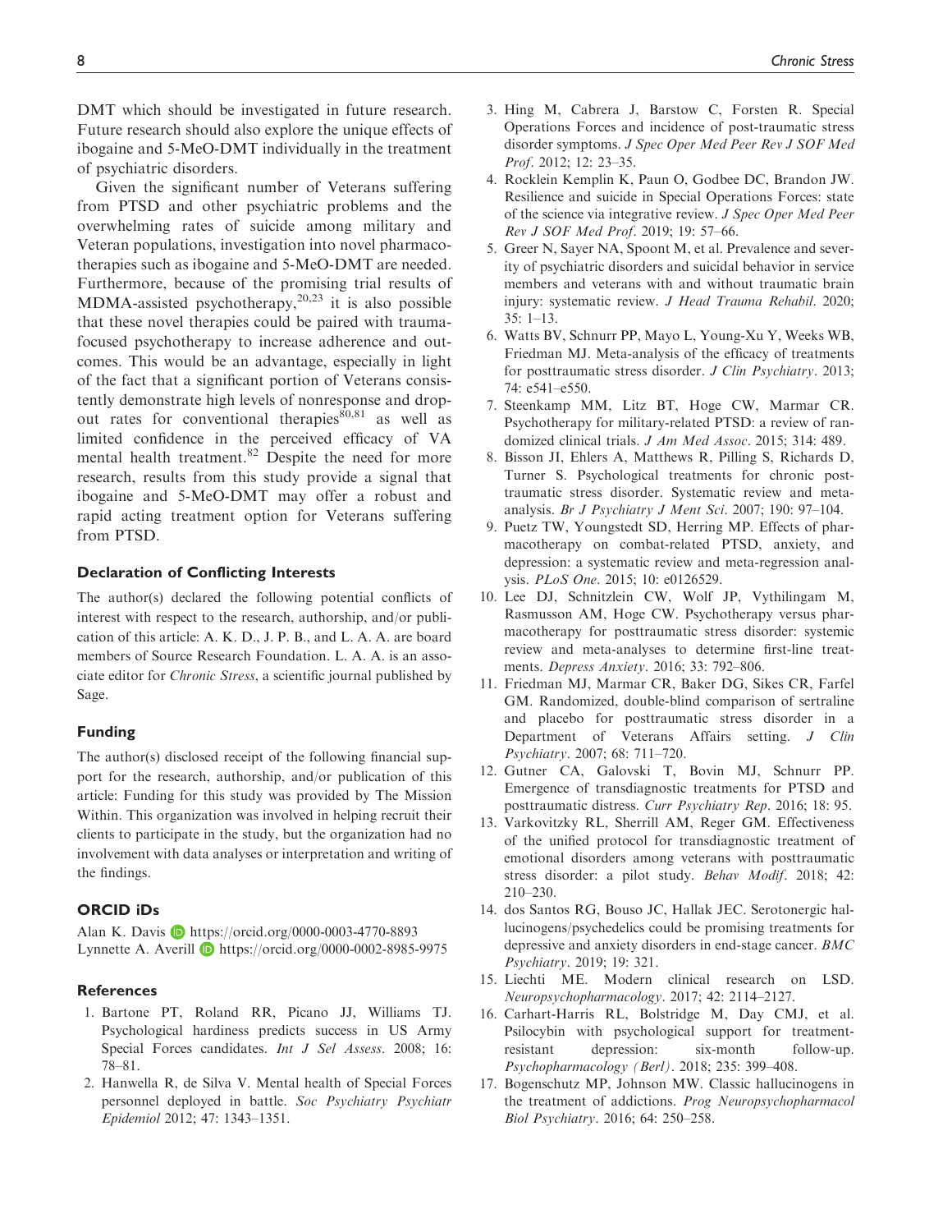DMT which should be investigated in future research. Future research should also explore the unique effects of ibogaine and 5-MeO-DMT individually in the treatment of psychiatric disorders.

Given the significant number of Veterans suffering from PTSD and other psychiatric problems and the overwhelming rates of suicide among military and Veteran populations, investigation into novel pharmacotherapies such as ibogaine and 5-MeO-DMT are needed. Furthermore, because of the promising trial results of MDMA-assisted psychotherapy,[20,23] it is also possible that these novel therapies could be paired with trauma-focused psychotherapy to increase adherence and outcomes. This would be an advantage, especially in light of the fact that a significant portion of Veterans consistently demonstrate high levels of nonresponse and dropout rates for conventional therapies[80,81] as well as limited confidence in the perceived efficacy of VA mental health treatment.[82] Despite the need for more research, results from this study provide a signal that ibogaine and 5-MeO-DMT may offer a robust and rapid acting treatment option for Veterans suffering from PTSD.

### Declaration of Conflicting Interests

The author(s) declared the following potential conflicts of interest with respect to the research, authorship, and/or publication of this article: A. K. D., J. P. B., and L. A. A. are board members of Source Research Foundation. L. A. A. is an associate editor for *Chronic Stress*, a scientific journal published by Sage.

### Funding

The author(s) disclosed receipt of the following financial support for the research, authorship, and/or publication of this article: Funding for this study was provided by The Mission Within. This organization was involved in helping recruit their clients to participate in the study, but the organization had no involvement with data analyses or interpretation and writing of the findings.

### ORCID iDs

Alan K. Davis https://orcid.org/0000-0003-4770-8893
Lynnette A. Averill https://orcid.org/0000-0002-8985-9975

### References

1. Bartone PT, Roland RR, Picano JJ, Williams TJ. Psychological hardiness predicts success in US Army Special Forces candidates. *Int J Sel Assess*. 2008; 16: 78–81.
2. Hanwella R, de Silva V. Mental health of Special Forces personnel deployed in battle. *Soc Psychiatry Psychiatr Epidemiol* 2012; 47: 1343–1351.
3. Hing M, Cabrera J, Barstow C, Forsten R. Special Operations Forces and incidence of post-traumatic stress disorder symptoms. *J Spec Oper Med Peer Rev J SOF Med Prof*. 2012; 12: 23–35.
4. Rocklein Kemplin K, Paun O, Godbee DC, Brandon JW. Resilience and suicide in Special Operations Forces: state of the science via integrative review. *J Spec Oper Med Peer Rev J SOF Med Prof*. 2019; 19: 57–66.
5. Greer N, Sayer NA, Spoont M, et al. Prevalence and severity of psychiatric disorders and suicidal behavior in service members and veterans with and without traumatic brain injury: systematic review. *J Head Trauma Rehabil*. 2020; 35: 1–13.
6. Watts BV, Schnurr PP, Mayo L, Young-Xu Y, Weeks WB, Friedman MJ. Meta-analysis of the efficacy of treatments for posttraumatic stress disorder. *J Clin Psychiatry*. 2013; 74: e541–e550.
7. Steenkamp MM, Litz BT, Hoge CW, Marmar CR. Psychotherapy for military-related PTSD: a review of randomized clinical trials. *J Am Med Assoc*. 2015; 314: 489.
8. Bisson JI, Ehlers A, Matthews R, Pilling S, Richards D, Turner S. Psychological treatments for chronic post-traumatic stress disorder. Systematic review and meta-analysis. *Br J Psychiatry J Ment Sci*. 2007; 190: 97–104.
9. Puetz TW, Youngstedt SD, Herring MP. Effects of pharmacotherapy on combat-related PTSD, anxiety, and depression: a systematic review and meta-regression analysis. *PLoS One*. 2015; 10: e0126529.
10. Lee DJ, Schnitzlein CW, Wolf JP, Vythilingam M, Rasmusson AM, Hoge CW. Psychotherapy versus pharmacotherapy for posttraumatic stress disorder: systemic review and meta-analyses to determine first-line treatments. *Depress Anxiety*. 2016; 33: 792–806.
11. Friedman MJ, Marmar CR, Baker DG, Sikes CR, Farfel GM. Randomized, double-blind comparison of sertraline and placebo for posttraumatic stress disorder in a Department of Veterans Affairs setting. *J Clin Psychiatry*. 2007; 68: 711–720.
12. Gutner CA, Galovski T, Bovin MJ, Schnurr PP. Emergence of transdiagnostic treatments for PTSD and posttraumatic distress. *Curr Psychiatry Rep*. 2016; 18: 95.
13. Varkovitzky RL, Sherrill AM, Reger GM. Effectiveness of the unified protocol for transdiagnostic treatment of emotional disorders among veterans with posttraumatic stress disorder: a pilot study. *Behav Modif*. 2018; 42: 210–230.
14. dos Santos RG, Bouso JC, Hallak JEC. Serotonergic hallucinogens/psychedelics could be promising treatments for depressive and anxiety disorders in end-stage cancer. *BMC Psychiatry*. 2019; 19: 321.
15. Liechti ME. Modern clinical research on LSD. *Neuropsychopharmacology*. 2017; 42: 2114–2127.
16. Carhart-Harris RL, Bolstridge M, Day CMJ, et al. Psilocybin with psychological support for treatment-resistant depression: six-month follow-up. *Psychopharmacology (Berl)*. 2018; 235: 399–408.
17. Bogenschutz MP, Johnson MW. Classic hallucinogens in the treatment of addictions. *Prog Neuropsychopharmacol Biol Psychiatry*. 2016; 64: 250–258.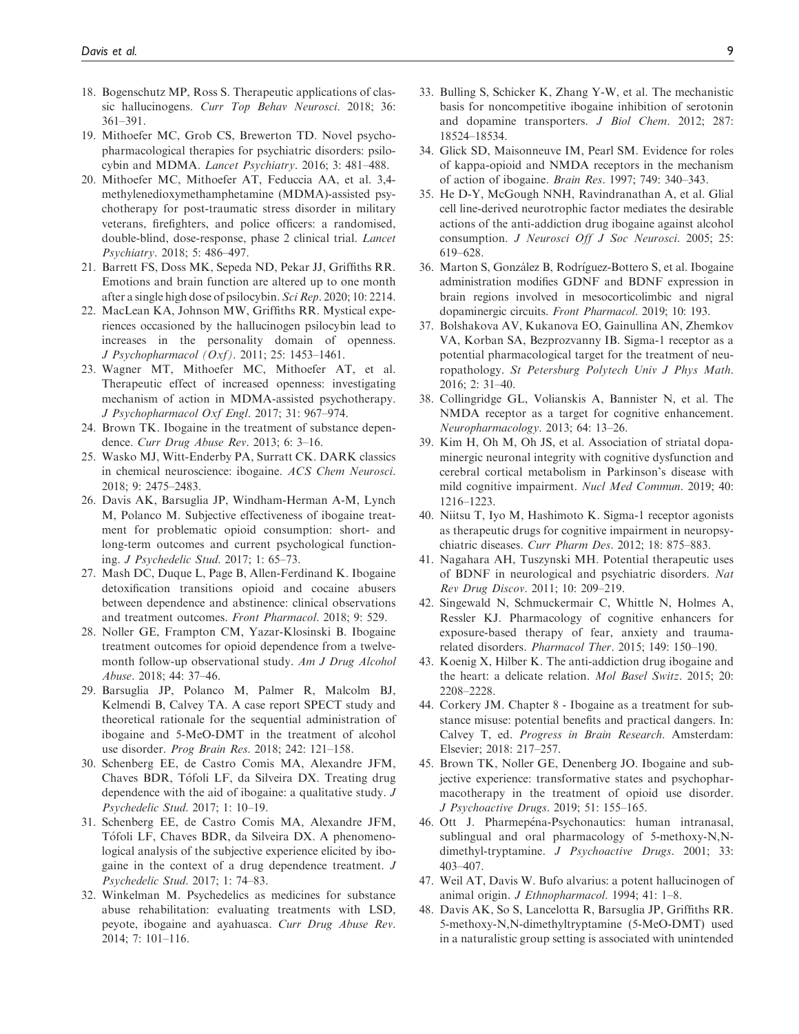18. Bogenschutz MP, Ross S. Therapeutic applications of classic hallucinogens. *Curr Top Behav Neurosci*. 2018; 36: 361–391.
19. Mithoefer MC, Grob CS, Brewerton TD. Novel psychopharmacological therapies for psychiatric disorders: psilocybin and MDMA. *Lancet Psychiatry*. 2016; 3: 481–488.
20. Mithoefer MC, Mithoefer AT, Feduccia AA, et al. 3,4-methylenedioxymethamphetamine (MDMA)-assisted psychotherapy for post-traumatic stress disorder in military veterans, firefighters, and police officers: a randomised, double-blind, dose-response, phase 2 clinical trial. *Lancet Psychiatry*. 2018; 5: 486–497.
21. Barrett FS, Doss MK, Sepeda ND, Pekar JJ, Griffiths RR. Emotions and brain function are altered up to one month after a single high dose of psilocybin. *Sci Rep*. 2020; 10: 2214.
22. MacLean KA, Johnson MW, Griffiths RR. Mystical experiences occasioned by the hallucinogen psilocybin lead to increases in the personality domain of openness. *J Psychopharmacol (Oxf)*. 2011; 25: 1453–1461.
23. Wagner MT, Mithoefer MC, Mithoefer AT, et al. Therapeutic effect of increased openness: investigating mechanism of action in MDMA-assisted psychotherapy. *J Psychopharmacol Oxf Engl*. 2017; 31: 967–974.
24. Brown TK. Ibogaine in the treatment of substance dependence. *Curr Drug Abuse Rev*. 2013; 6: 3–16.
25. Wasko MJ, Witt-Enderby PA, Surratt CK. DARK classics in chemical neuroscience: ibogaine. *ACS Chem Neurosci*. 2018; 9: 2475–2483.
26. Davis AK, Barsuglia JP, Windham-Herman A-M, Lynch M, Polanco M. Subjective effectiveness of ibogaine treatment for problematic opioid consumption: short- and long-term outcomes and current psychological functioning. *J Psychedelic Stud*. 2017; 1: 65–73.
27. Mash DC, Duque L, Page B, Allen-Ferdinand K. Ibogaine detoxification transitions opioid and cocaine abusers between dependence and abstinence: clinical observations and treatment outcomes. *Front Pharmacol*. 2018; 9: 529.
28. Noller GE, Frampton CM, Yazar-Klosinski B. Ibogaine treatment outcomes for opioid dependence from a twelve-month follow-up observational study. *Am J Drug Alcohol Abuse*. 2018; 44: 37–46.
29. Barsuglia JP, Polanco M, Palmer R, Malcolm BJ, Kelmendi B, Calvey TA. A case report SPECT study and theoretical rationale for the sequential administration of ibogaine and 5-MeO-DMT in the treatment of alcohol use disorder. *Prog Brain Res*. 2018; 242: 121–158.
30. Schenberg EE, de Castro Comis MA, Alexandre JFM, Chaves BDR, Tófoli LF, da Silveira DX. Treating drug dependence with the aid of ibogaine: a qualitative study. *J Psychedelic Stud*. 2017; 1: 10–19.
31. Schenberg EE, de Castro Comis MA, Alexandre JFM, Tófoli LF, Chaves BDR, da Silveira DX. A phenomenological analysis of the subjective experience elicited by ibogaine in the context of a drug dependence treatment. *J Psychedelic Stud*. 2017; 1: 74–83.
32. Winkelman M. Psychedelics as medicines for substance abuse rehabilitation: evaluating treatments with LSD, peyote, ibogaine and ayahuasca. *Curr Drug Abuse Rev*. 2014; 7: 101–116.
33. Bulling S, Schicker K, Zhang Y-W, et al. The mechanistic basis for noncompetitive ibogaine inhibition of serotonin and dopamine transporters. *J Biol Chem*. 2012; 287: 18524–18534.
34. Glick SD, Maisonneuve IM, Pearl SM. Evidence for roles of kappa-opioid and NMDA receptors in the mechanism of action of ibogaine. *Brain Res*. 1997; 749: 340–343.
35. He D-Y, McGough NNH, Ravindranathan A, et al. Glial cell line-derived neurotrophic factor mediates the desirable actions of the anti-addiction drug ibogaine against alcohol consumption. *J Neurosci Off J Soc Neurosci*. 2005; 25: 619–628.
36. Marton S, González B, Rodríguez-Bottero S, et al. Ibogaine administration modifies GDNF and BDNF expression in brain regions involved in mesocorticolimbic and nigral dopaminergic circuits. *Front Pharmacol*. 2019; 10: 193.
37. Bolshakova AV, Kukanova EO, Gainullina AN, Zhemkov VA, Korban SA, Bezprozvanny IB. Sigma-1 receptor as a potential pharmacological target for the treatment of neuropathology. *St Petersburg Polytech Univ J Phys Math*. 2016; 2: 31–40.
38. Collingridge GL, Volianskis A, Bannister N, et al. The NMDA receptor as a target for cognitive enhancement. *Neuropharmacology*. 2013; 64: 13–26.
39. Kim H, Oh M, Oh JS, et al. Association of striatal dopaminergic neuronal integrity with cognitive dysfunction and cerebral cortical metabolism in Parkinson's disease with mild cognitive impairment. *Nucl Med Commun*. 2019; 40: 1216–1223.
40. Niitsu T, Iyo M, Hashimoto K. Sigma-1 receptor agonists as therapeutic drugs for cognitive impairment in neuropsychiatric diseases. *Curr Pharm Des*. 2012; 18: 875–883.
41. Nagahara AH, Tuszynski MH. Potential therapeutic uses of BDNF in neurological and psychiatric disorders. *Nat Rev Drug Discov*. 2011; 10: 209–219.
42. Singewald N, Schmuckermair C, Whittle N, Holmes A, Ressler KJ. Pharmacology of cognitive enhancers for exposure-based therapy of fear, anxiety and trauma-related disorders. *Pharmacol Ther*. 2015; 149: 150–190.
43. Koenig X, Hilber K. The anti-addiction drug ibogaine and the heart: a delicate relation. *Mol Basel Switz*. 2015; 20: 2208–2228.
44. Corkery JM. Chapter 8 - Ibogaine as a treatment for substance misuse: potential benefits and practical dangers. In: Calvey T, ed. *Progress in Brain Research*. Amsterdam: Elsevier; 2018: 217–257.
45. Brown TK, Noller GE, Denenberg JO. Ibogaine and subjective experience: transformative states and psychopharmacotherapy in the treatment of opioid use disorder. *J Psychoactive Drugs*. 2019; 51: 155–165.
46. Ott J. Pharmepéna-Psychonautics: human intranasal, sublingual and oral pharmacology of 5-methoxy-N,N-dimethyl-tryptamine. *J Psychoactive Drugs*. 2001; 33: 403–407.
47. Weil AT, Davis W. Bufo alvarius: a potent hallucinogen of animal origin. *J Ethnopharmacol*. 1994; 41: 1–8.
48. Davis AK, So S, Lancelotta R, Barsuglia JP, Griffiths RR. 5-methoxy-N,N-dimethyltryptamine (5-MeO-DMT) used in a naturalistic group setting is associated with unintended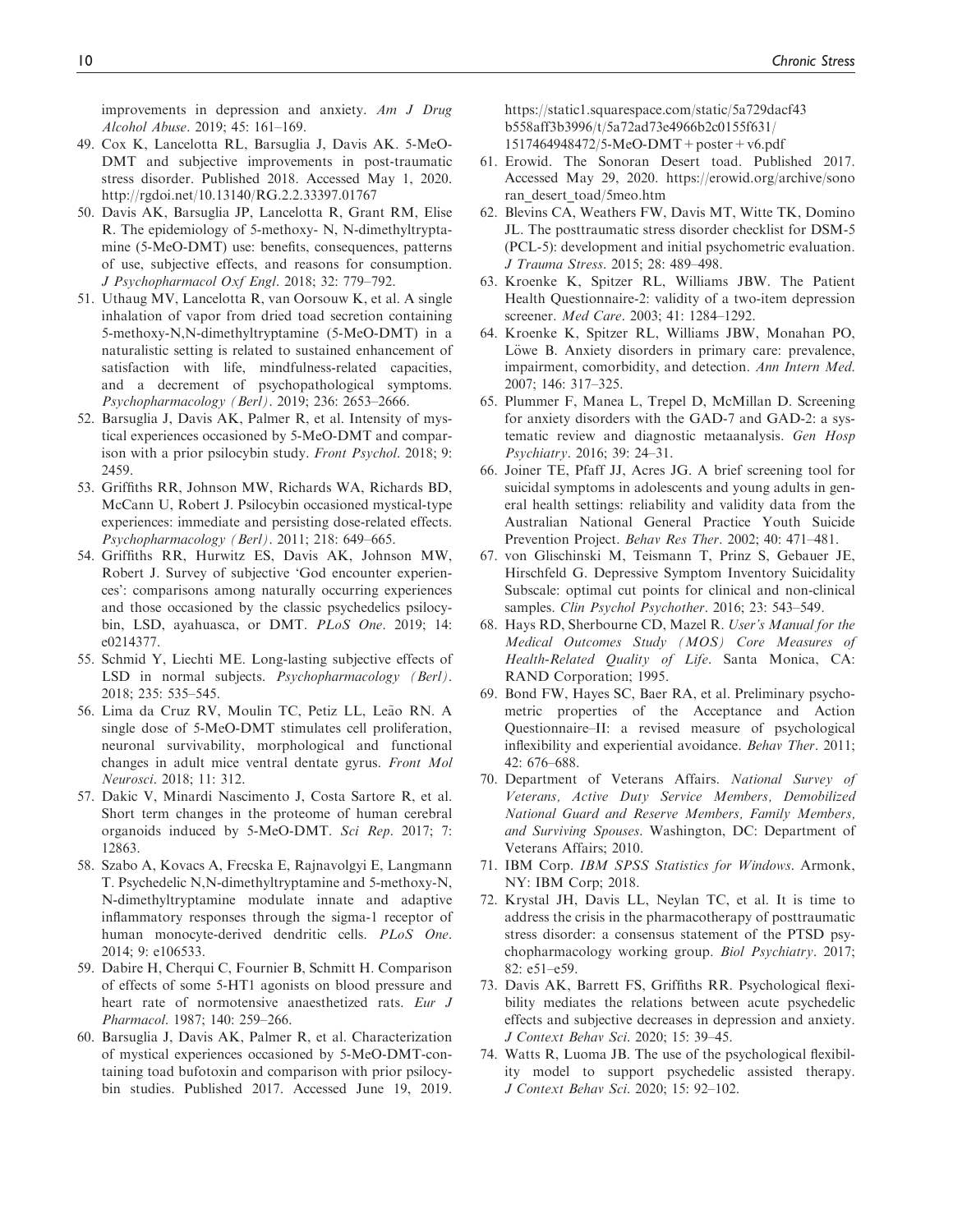improvements in depression and anxiety. *Am J Drug Alcohol Abuse*. 2019; 45: 161–169.

49. Cox K, Lancelotta RL, Barsuglia J, Davis AK. 5-MeO-DMT and subjective improvements in post-traumatic stress disorder. Published 2018. Accessed May 1, 2020. http://rgdoi.net/10.13140/RG.2.2.33397.01767
50. Davis AK, Barsuglia JP, Lancelotta R, Grant RM, Elise R. The epidemiology of 5-methoxy- N, N-dimethyltryptamine (5-MeO-DMT) use: benefits, consequences, patterns of use, subjective effects, and reasons for consumption. *J Psychopharmacol Oxf Engl*. 2018; 32: 779–792.
51. Uthaug MV, Lancelotta R, van Oorsouw K, et al. A single inhalation of vapor from dried toad secretion containing 5-methoxy-N,N-dimethyltryptamine (5-MeO-DMT) in a naturalistic setting is related to sustained enhancement of satisfaction with life, mindfulness-related capacities, and a decrement of psychopathological symptoms. *Psychopharmacology (Berl)*. 2019; 236: 2653–2666.
52. Barsuglia J, Davis AK, Palmer R, et al. Intensity of mystical experiences occasioned by 5-MeO-DMT and comparison with a prior psilocybin study. *Front Psychol*. 2018; 9: 2459.
53. Griffiths RR, Johnson MW, Richards WA, Richards BD, McCann U, Robert J. Psilocybin occasioned mystical-type experiences: immediate and persisting dose-related effects. *Psychopharmacology (Berl)*. 2011; 218: 649–665.
54. Griffiths RR, Hurwitz ES, Davis AK, Johnson MW, Robert J. Survey of subjective 'God encounter experiences': comparisons among naturally occurring experiences and those occasioned by the classic psychedelics psilocybin, LSD, ayahuasca, or DMT. *PLoS One*. 2019; 14: e0214377.
55. Schmid Y, Liechti ME. Long-lasting subjective effects of LSD in normal subjects. *Psychopharmacology (Berl)*. 2018; 235: 535–545.
56. Lima da Cruz RV, Moulin TC, Petiz LL, Leão RN. A single dose of 5-MeO-DMT stimulates cell proliferation, neuronal survivability, morphological and functional changes in adult mice ventral dentate gyrus. *Front Mol Neurosci*. 2018; 11: 312.
57. Dakic V, Minardi Nascimento J, Costa Sartore R, et al. Short term changes in the proteome of human cerebral organoids induced by 5-MeO-DMT. *Sci Rep*. 2017; 7: 12863.
58. Szabo A, Kovacs A, Frecska E, Rajnavolgyi E, Langmann T. Psychedelic N,N-dimethyltryptamine and 5-methoxy-N, N-dimethyltryptamine modulate innate and adaptive inflammatory responses through the sigma-1 receptor of human monocyte-derived dendritic cells. *PLoS One*. 2014; 9: e106533.
59. Dabire H, Cherqui C, Fournier B, Schmitt H. Comparison of effects of some 5-HT1 agonists on blood pressure and heart rate of normotensive anaesthetized rats. *Eur J Pharmacol*. 1987; 140: 259–266.
60. Barsuglia J, Davis AK, Palmer R, et al. Characterization of mystical experiences occasioned by 5-MeO-DMT-containing toad bufotoxin and comparison with prior psilocybin studies. Published 2017. Accessed June 19, 2019. https://static1.squarespace.com/static/5a729dacf43b558aff3b3996/t/5a72ad73e4966b2c0155f631/1517464948472/5-MeO-DMT + poster + v6.pdf
61. Erowid. The Sonoran Desert toad. Published 2017. Accessed May 29, 2020. https://erowid.org/archive/sonoran_desert_toad/5meo.htm
62. Blevins CA, Weathers FW, Davis MT, Witte TK, Domino JL. The posttraumatic stress disorder checklist for DSM-5 (PCL-5): development and initial psychometric evaluation. *J Trauma Stress*. 2015; 28: 489–498.
63. Kroenke K, Spitzer RL, Williams JBW. The Patient Health Questionnaire-2: validity of a two-item depression screener. *Med Care*. 2003; 41: 1284–1292.
64. Kroenke K, Spitzer RL, Williams JBW, Monahan PO, Löwe B. Anxiety disorders in primary care: prevalence, impairment, comorbidity, and detection. *Ann Intern Med*. 2007; 146: 317–325.
65. Plummer F, Manea L, Trepel D, McMillan D. Screening for anxiety disorders with the GAD-7 and GAD-2: a systematic review and diagnostic metaanalysis. *Gen Hosp Psychiatry*. 2016; 39: 24–31.
66. Joiner TE, Pfaff JJ, Acres JG. A brief screening tool for suicidal symptoms in adolescents and young adults in general health settings: reliability and validity data from the Australian National General Practice Youth Suicide Prevention Project. *Behav Res Ther*. 2002; 40: 471–481.
67. von Glischinski M, Teismann T, Prinz S, Gebauer JE, Hirschfeld G. Depressive Symptom Inventory Suicidality Subscale: optimal cut points for clinical and non-clinical samples. *Clin Psychol Psychother*. 2016; 23: 543–549.
68. Hays RD, Sherbourne CD, Mazel R. *User's Manual for the Medical Outcomes Study (MOS) Core Measures of Health-Related Quality of Life*. Santa Monica, CA: RAND Corporation; 1995.
69. Bond FW, Hayes SC, Baer RA, et al. Preliminary psychometric properties of the Acceptance and Action Questionnaire–II: a revised measure of psychological inflexibility and experiential avoidance. *Behav Ther*. 2011; 42: 676–688.
70. Department of Veterans Affairs. *National Survey of Veterans, Active Duty Service Members, Demobilized National Guard and Reserve Members, Family Members, and Surviving Spouses*. Washington, DC: Department of Veterans Affairs; 2010.
71. IBM Corp. *IBM SPSS Statistics for Windows*. Armonk, NY: IBM Corp; 2018.
72. Krystal JH, Davis LL, Neylan TC, et al. It is time to address the crisis in the pharmacotherapy of posttraumatic stress disorder: a consensus statement of the PTSD psychopharmacology working group. *Biol Psychiatry*. 2017; 82: e51–e59.
73. Davis AK, Barrett FS, Griffiths RR. Psychological flexibility mediates the relations between acute psychedelic effects and subjective decreases in depression and anxiety. *J Context Behav Sci*. 2020; 15: 39–45.
74. Watts R, Luoma JB. The use of the psychological flexibility model to support psychedelic assisted therapy. *J Context Behav Sci*. 2020; 15: 92–102.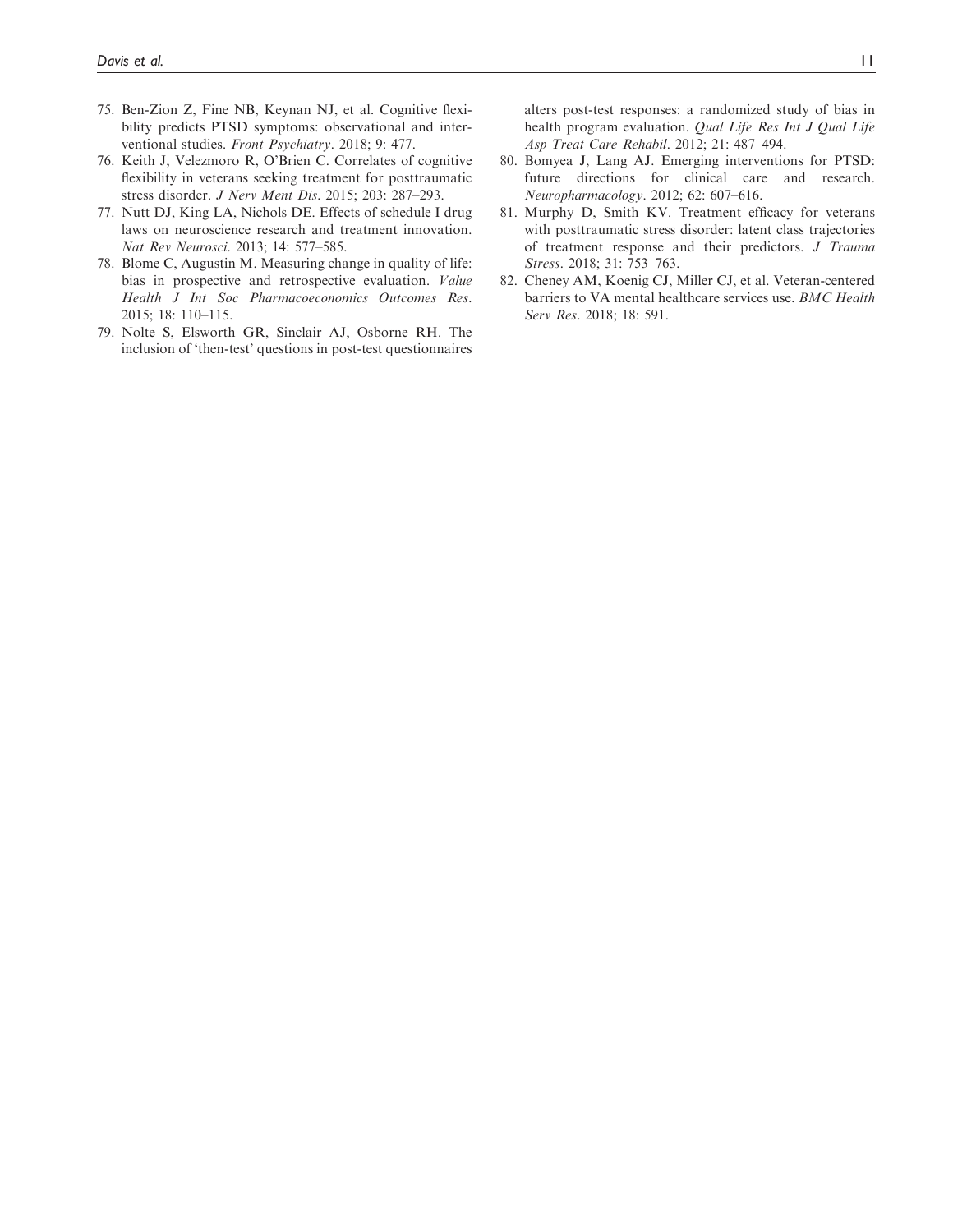75. Ben-Zion Z, Fine NB, Keynan NJ, et al. Cognitive flexibility predicts PTSD symptoms: observational and interventional studies. *Front Psychiatry*. 2018; 9: 477.
76. Keith J, Velezmoro R, O'Brien C. Correlates of cognitive flexibility in veterans seeking treatment for posttraumatic stress disorder. *J Nerv Ment Dis*. 2015; 203: 287–293.
77. Nutt DJ, King LA, Nichols DE. Effects of schedule I drug laws on neuroscience research and treatment innovation. *Nat Rev Neurosci*. 2013; 14: 577–585.
78. Blome C, Augustin M. Measuring change in quality of life: bias in prospective and retrospective evaluation. *Value Health J Int Soc Pharmacoeconomics Outcomes Res*. 2015; 18: 110–115.
79. Nolte S, Elsworth GR, Sinclair AJ, Osborne RH. The inclusion of 'then-test' questions in post-test questionnaires alters post-test responses: a randomized study of bias in health program evaluation. *Qual Life Res Int J Qual Life Asp Treat Care Rehabil*. 2012; 21: 487–494.
80. Bomyea J, Lang AJ. Emerging interventions for PTSD: future directions for clinical care and research. *Neuropharmacology*. 2012; 62: 607–616.
81. Murphy D, Smith KV. Treatment efficacy for veterans with posttraumatic stress disorder: latent class trajectories of treatment response and their predictors. *J Trauma Stress*. 2018; 31: 753–763.
82. Cheney AM, Koenig CJ, Miller CJ, et al. Veteran-centered barriers to VA mental healthcare services use. *BMC Health Serv Res*. 2018; 18: 591.